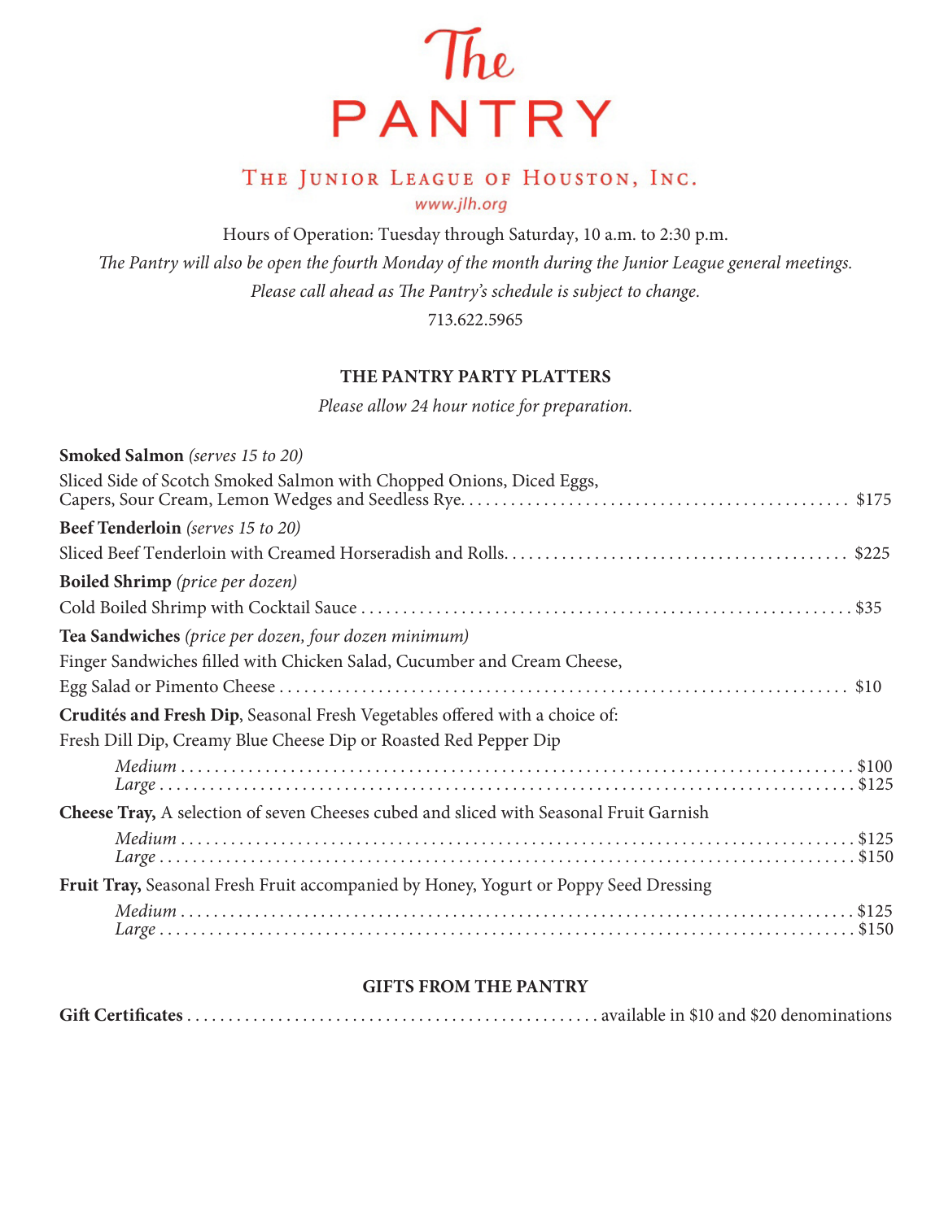# The PANTRY

## The Junior League of Houston, Inc.

www.jlh.org

Hours of Operation: Tuesday through Saturday, 10 a.m. to 2:30 p.m.

*The Pantry will also be open the fourth Monday of the month during the Junior League general meetings.*

*Please call ahead as The Pantry's schedule is subject to change.*

713.622.5965

### THE PANTRY PARTY PLATTERS

*Please allow 24 hour notice for preparation.*

**Smoked Salmon** *(serves 15 to 20)*

Sliced Side of Scotch Smoked Salmon with Chopped Onions, Diced Eggs, Capers, Sour Cream, Lemon Wedges and Seedless Rye. . . . . . . . $175

**Beef Tenderloin** *(serves 15 to 20)*

Sliced Beef Tenderloin with Creamed Horseradish and Rolls. . . . . . . . $225

**Boiled Shrimp** *(price per dozen)*

Cold Boiled Shrimp with Cocktail Sauce . . . . . . . . $35

**Tea Sandwiches** *(price per dozen, four dozen minimum)*

Finger Sandwiches filled with Chicken Salad, Cucumber and Cream Cheese, Egg Salad or Pimento Cheese . . . . . . . . $10

**Crudités and Fresh Dip**, Seasonal Fresh Vegetables offered with a choice of: Fresh Dill Dip, Creamy Blue Cheese Dip or Roasted Red Pepper Dip

- *Medium* . . . . . . . . $100
- *Large* . . . . . . . . $125

**Cheese Tray,** A selection of seven Cheeses cubed and sliced with Seasonal Fruit Garnish

- *Medium* . . . . . . . . $125
- *Large* . . . . . . . . $150

**Fruit Tray,** Seasonal Fresh Fruit accompanied by Honey, Yogurt or Poppy Seed Dressing

- *Medium* . . . . . . . . $125
- *Large* . . . . . . . . $150

### GIFTS FROM THE PANTRY

**Gift Certificates** . . . . . . . . available in $10 and $20 denominations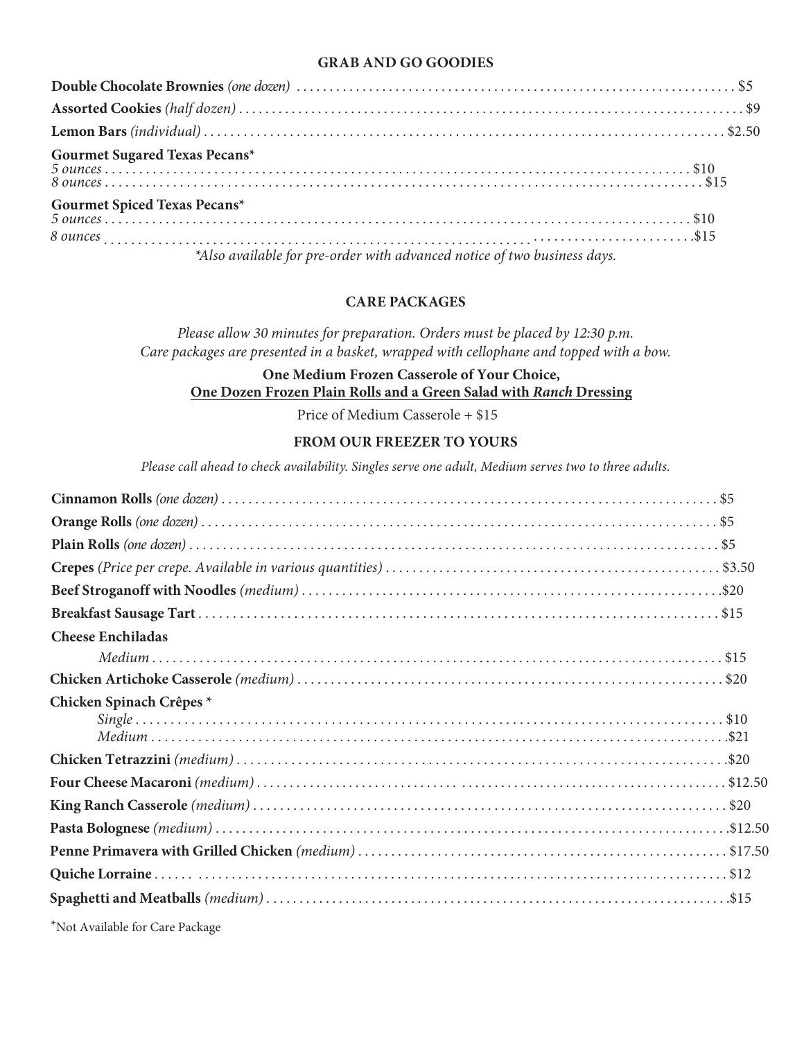## GRAB AND GO GOODIES

**Double Chocolate Brownies** *(one dozen)* ........ $5

**Assorted Cookies** *(half dozen)* ........ $9

**Lemon Bars** *(individual)* ........ $2.50

**Gourmet Sugared Texas Pecans***
*5 ounces* ........ $10
*8 ounces* ........ $15

**Gourmet Spiced Texas Pecans***
*5 ounces* ........ $10
*8 ounces* ........ $15

*\*Also available for pre-order with advanced notice of two business days.*

## CARE PACKAGES

*Please allow 30 minutes for preparation. Orders must be placed by 12:30 p.m.*
*Care packages are presented in a basket, wrapped with cellophane and topped with a bow.*

**One Medium Frozen Casserole of Your Choice,**
**One Dozen Frozen Plain Rolls and a Green Salad with *Ranch* Dressing**

Price of Medium Casserole + $15

## FROM OUR FREEZER TO YOURS

*Please call ahead to check availability. Singles serve one adult, Medium serves two to three adults.*

**Cinnamon Rolls** *(one dozen)* ........ $5

**Orange Rolls** *(one dozen)* ........ $5

**Plain Rolls** *(one dozen)* ........ $5

**Crepes** *(Price per crepe. Available in various quantities)* ........ $3.50

**Beef Stroganoff with Noodles** *(medium)* ........ $20

**Breakfast Sausage Tart** ........ $15

**Cheese Enchiladas**
*Medium* ........ $15

**Chicken Artichoke Casserole** *(medium)* ........ $20

**Chicken Spinach Crêpes** *
*Single* ........ $10
*Medium* ........ $21

**Chicken Tetrazzini** *(medium)* ........ $20

**Four Cheese Macaroni** *(medium)* ........ $12.50

**King Ranch Casserole** *(medium)* ........ $20

**Pasta Bolognese** *(medium)* ........ $12.50

**Penne Primavera with Grilled Chicken** *(medium)* ........ $17.50

**Quiche Lorraine** ........ $12

**Spaghetti and Meatballs** *(medium)* ........ $15

*Not Available for Care Package